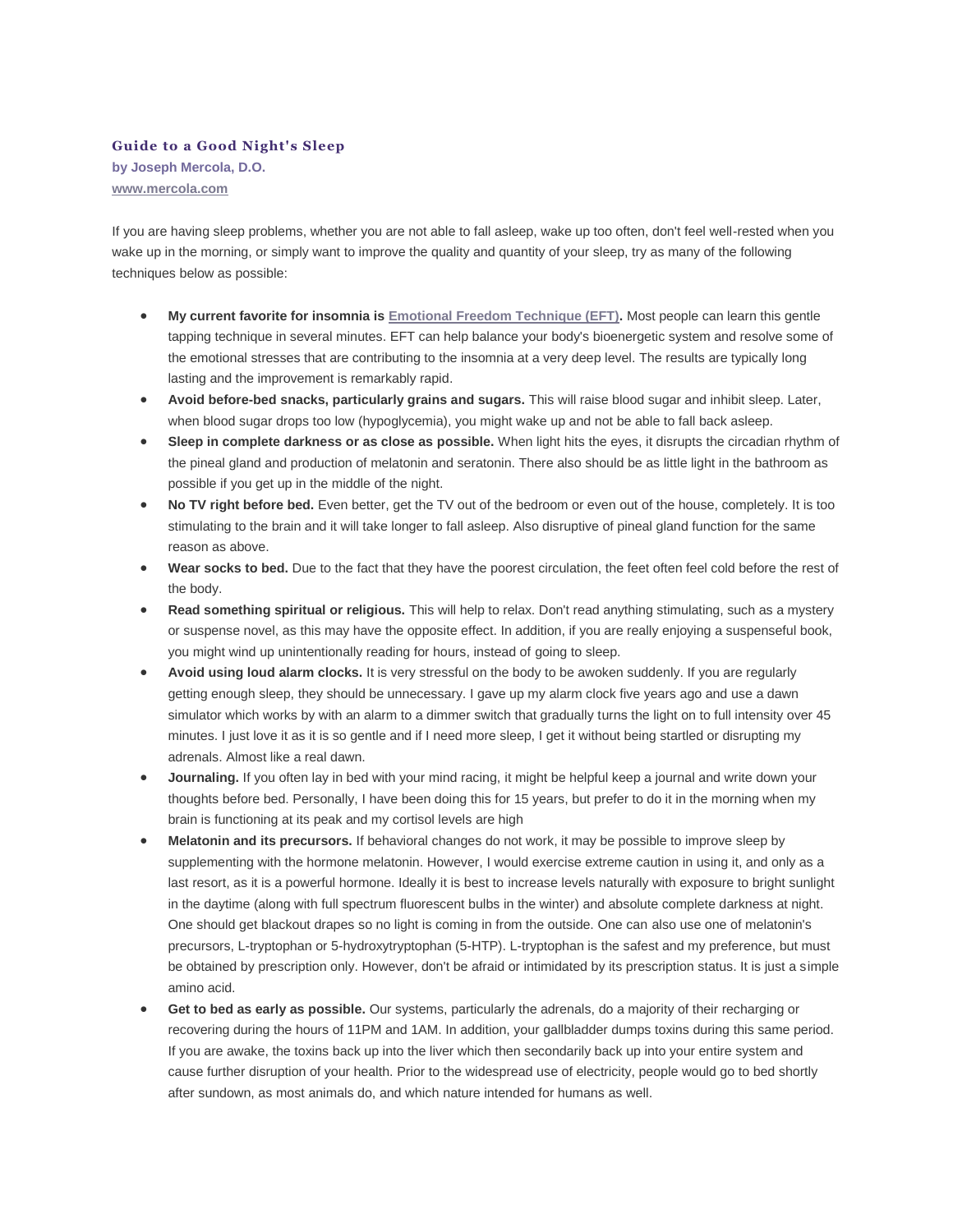## Guide to a Good Night's Sleep

**by Joseph Mercola, D.O.**
**[www.mercola.com](www.mercola.com)**

If you are having sleep problems, whether you are not able to fall asleep, wake up too often, don't feel well-rested when you wake up in the morning, or simply want to improve the quality and quantity of your sleep, try as many of the following techniques below as possible:

- **My current favorite for insomnia is [Emotional Freedom Technique (EFT)](#).** Most people can learn this gentle tapping technique in several minutes. EFT can help balance your body's bioenergetic system and resolve some of the emotional stresses that are contributing to the insomnia at a very deep level. The results are typically long lasting and the improvement is remarkably rapid.
- **Avoid before-bed snacks, particularly grains and sugars.** This will raise blood sugar and inhibit sleep. Later, when blood sugar drops too low (hypoglycemia), you might wake up and not be able to fall back asleep.
- **Sleep in complete darkness or as close as possible.** When light hits the eyes, it disrupts the circadian rhythm of the pineal gland and production of melatonin and seratonin. There also should be as little light in the bathroom as possible if you get up in the middle of the night.
- **No TV right before bed.** Even better, get the TV out of the bedroom or even out of the house, completely. It is too stimulating to the brain and it will take longer to fall asleep. Also disruptive of pineal gland function for the same reason as above.
- **Wear socks to bed.** Due to the fact that they have the poorest circulation, the feet often feel cold before the rest of the body.
- **Read something spiritual or religious.** This will help to relax. Don't read anything stimulating, such as a mystery or suspense novel, as this may have the opposite effect. In addition, if you are really enjoying a suspenseful book, you might wind up unintentionally reading for hours, instead of going to sleep.
- **Avoid using loud alarm clocks.** It is very stressful on the body to be awoken suddenly. If you are regularly getting enough sleep, they should be unnecessary. I gave up my alarm clock five years ago and use a dawn simulator which works by with an alarm to a dimmer switch that gradually turns the light on to full intensity over 45 minutes. I just love it as it is so gentle and if I need more sleep, I get it without being startled or disrupting my adrenals. Almost like a real dawn.
- **Journaling.** If you often lay in bed with your mind racing, it might be helpful keep a journal and write down your thoughts before bed. Personally, I have been doing this for 15 years, but prefer to do it in the morning when my brain is functioning at its peak and my cortisol levels are high
- **Melatonin and its precursors.** If behavioral changes do not work, it may be possible to improve sleep by supplementing with the hormone melatonin. However, I would exercise extreme caution in using it, and only as a last resort, as it is a powerful hormone. Ideally it is best to increase levels naturally with exposure to bright sunlight in the daytime (along with full spectrum fluorescent bulbs in the winter) and absolute complete darkness at night. One should get blackout drapes so no light is coming in from the outside. One can also use one of melatonin's precursors, L-tryptophan or 5-hydroxytryptophan (5-HTP). L-tryptophan is the safest and my preference, but must be obtained by prescription only. However, don't be afraid or intimidated by its prescription status. It is just a simple amino acid.
- **Get to bed as early as possible.** Our systems, particularly the adrenals, do a majority of their recharging or recovering during the hours of 11PM and 1AM. In addition, your gallbladder dumps toxins during this same period. If you are awake, the toxins back up into the liver which then secondarily back up into your entire system and cause further disruption of your health. Prior to the widespread use of electricity, people would go to bed shortly after sundown, as most animals do, and which nature intended for humans as well.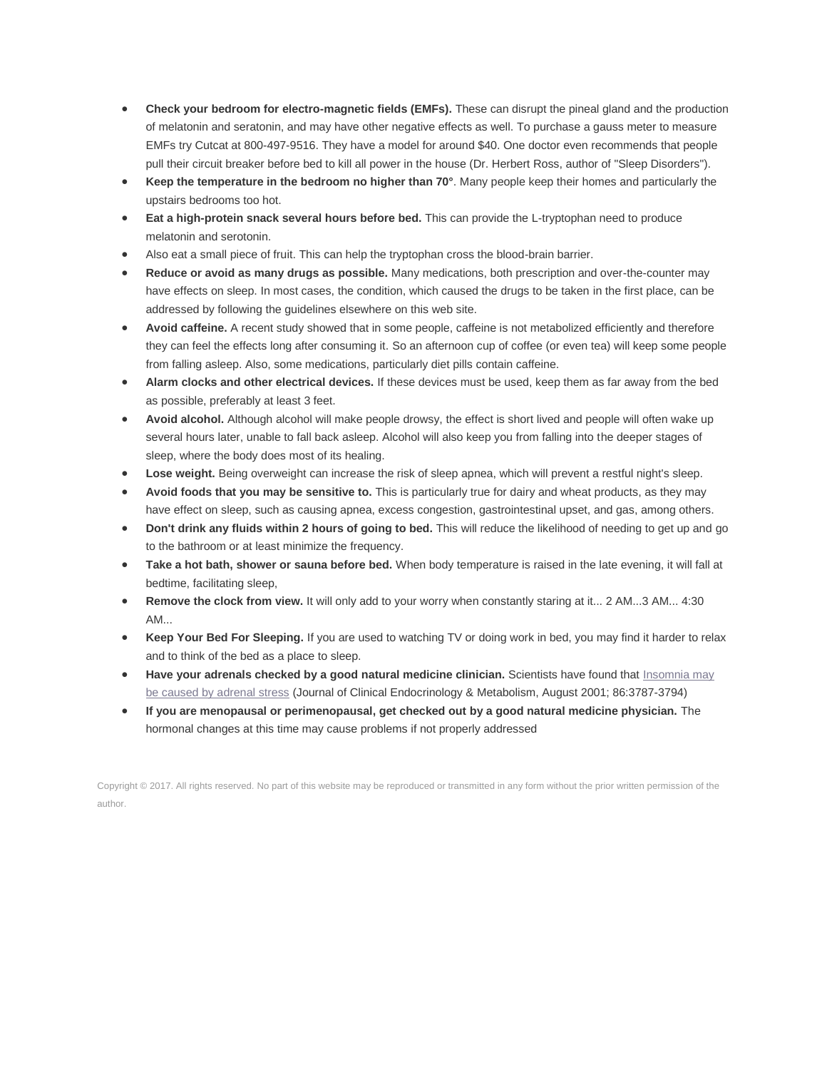- **Check your bedroom for electro-magnetic fields (EMFs).** These can disrupt the pineal gland and the production of melatonin and seratonin, and may have other negative effects as well. To purchase a gauss meter to measure EMFs try Cutcat at 800-497-9516. They have a model for around $40. One doctor even recommends that people pull their circuit breaker before bed to kill all power in the house (Dr. Herbert Ross, author of "Sleep Disorders").
- **Keep the temperature in the bedroom no higher than 70°**. Many people keep their homes and particularly the upstairs bedrooms too hot.
- **Eat a high-protein snack several hours before bed.** This can provide the L-tryptophan need to produce melatonin and serotonin.
- Also eat a small piece of fruit. This can help the tryptophan cross the blood-brain barrier.
- **Reduce or avoid as many drugs as possible.** Many medications, both prescription and over-the-counter may have effects on sleep. In most cases, the condition, which caused the drugs to be taken in the first place, can be addressed by following the guidelines elsewhere on this web site.
- **Avoid caffeine.** A recent study showed that in some people, caffeine is not metabolized efficiently and therefore they can feel the effects long after consuming it. So an afternoon cup of coffee (or even tea) will keep some people from falling asleep. Also, some medications, particularly diet pills contain caffeine.
- **Alarm clocks and other electrical devices.** If these devices must be used, keep them as far away from the bed as possible, preferably at least 3 feet.
- **Avoid alcohol.** Although alcohol will make people drowsy, the effect is short lived and people will often wake up several hours later, unable to fall back asleep. Alcohol will also keep you from falling into the deeper stages of sleep, where the body does most of its healing.
- **Lose weight.** Being overweight can increase the risk of sleep apnea, which will prevent a restful night's sleep.
- **Avoid foods that you may be sensitive to.** This is particularly true for dairy and wheat products, as they may have effect on sleep, such as causing apnea, excess congestion, gastrointestinal upset, and gas, among others.
- **Don't drink any fluids within 2 hours of going to bed.** This will reduce the likelihood of needing to get up and go to the bathroom or at least minimize the frequency.
- **Take a hot bath, shower or sauna before bed.** When body temperature is raised in the late evening, it will fall at bedtime, facilitating sleep,
- **Remove the clock from view.** It will only add to your worry when constantly staring at it... 2 AM...3 AM... 4:30 AM...
- **Keep Your Bed For Sleeping.** If you are used to watching TV or doing work in bed, you may find it harder to relax and to think of the bed as a place to sleep.
- **Have your adrenals checked by a good natural medicine clinician.** Scientists have found that Insomnia may be caused by adrenal stress (Journal of Clinical Endocrinology & Metabolism, August 2001; 86:3787-3794)
- **If you are menopausal or perimenopausal, get checked out by a good natural medicine physician.** The hormonal changes at this time may cause problems if not properly addressed

Copyright © 2017. All rights reserved. No part of this website may be reproduced or transmitted in any form without the prior written permission of the author.